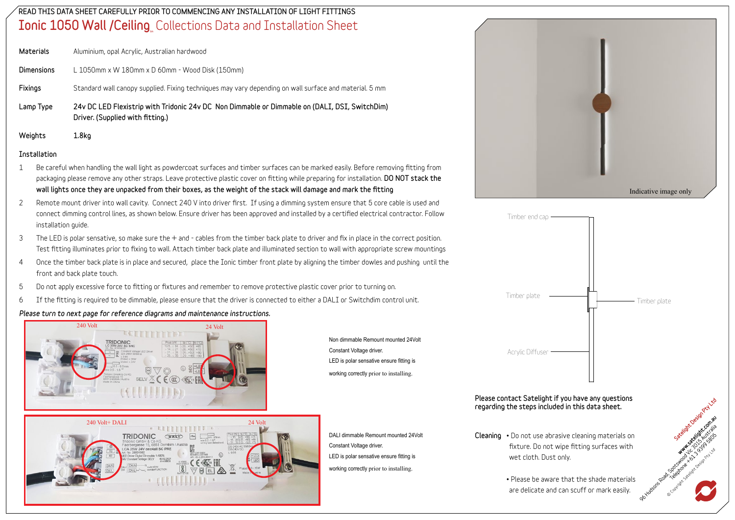READ THIS DATA SHEET CAREFULLY PRIOR TO COMMENCING ANY INSTALLATION OF LIGHT FITTINGS

# Ionic 1050 Wall /Ceiling Collections Data and Installation Sheet

| | |
|---|---|
| **Materials** | Aluminium, opal Acrylic, Australian hardwood |
| **Dimensions** | L 1050mm x W 180mm x D 60mm - Wood Disk (150mm) |
| **Fixings** | Standard wall canopy supplied. Fixing techniques may vary depending on wall surface and material. 5 mm |
| **Lamp Type** | 24v DC LED Flexistrip with Tridonic 24v DC Non Dimmable or Dimmable on (DALI, DSI, SwitchDim) Driver. (Supplied with fitting.) |
| **Weights** | 1.8kg |

## Installation

1. Be careful when handling the wall light as powdercoat surfaces and timber surfaces can be marked easily. Before removing fitting from packaging please remove any other straps. Leave protective plastic cover on fitting while preparing for installation. **DO NOT stack the wall lights once they are unpacked from their boxes, as the weight of the stack will damage and mark the fitting**
2. Remote mount driver into wall cavity. Connect 240 V into driver first. If using a dimming system ensure that 5 core cable is used and connect dimming control lines, as shown below. Ensure driver has been approved and installed by a certified electrical contractor. Follow installation guide.
3. The LED is polar sensative, so make sure the + and - cables from the timber back plate to driver and fix in place in the correct position. Test fitting illuminates prior to fixing to wall. Attach timber back plate and illuminated section to wall with appropriate screw mountings
4. Once the timber back plate is in place and secured, place the Ionic timber front plate by aligning the timber dowles and pushing until the front and back plate touch.
5. Do not apply excessive force to fitting or fixtures and remember to remove protective plastic cover prior to turning on.
6. If the fitting is required to be dimmable, please ensure that the driver is connected to either a DALI or Switchdim control unit.

*Please turn to next page for reference diagrams and maintenance instructions.*

240 Volt — 24 Volt

Non dimmable Remount mounted 24Volt Constant Voltage driver. LED is polar sensative ensure fitting is working correctly prior to installing.

240 Volt+ DALI — 24 Volt

DALI dimmable Remount mounted 24Volt Constant Voltage driver. LED is polar sensative ensure fitting is working correctly prior to installing.

Indicative image only

Timber end cap

Timber plate

Timber plate

Acrylic Diffuser

**Please contact Satelight if you have any questions regarding the steps included in this data sheet.**

**Cleaning**

- Do not use abrasive cleaning materials on fixture. Do not wipe fitting surfaces with wet cloth. Dust only.
- Please be aware that the shade materials are delicate and can scuff or mark easily.

Satelight Design Pty Ltd
www.satelight.com.au
96 Hudsons Road, Spotswood Vic 3015 Australia
Telephone +61 3 9399 5805
© Copyright Satelight Design Pty Ltd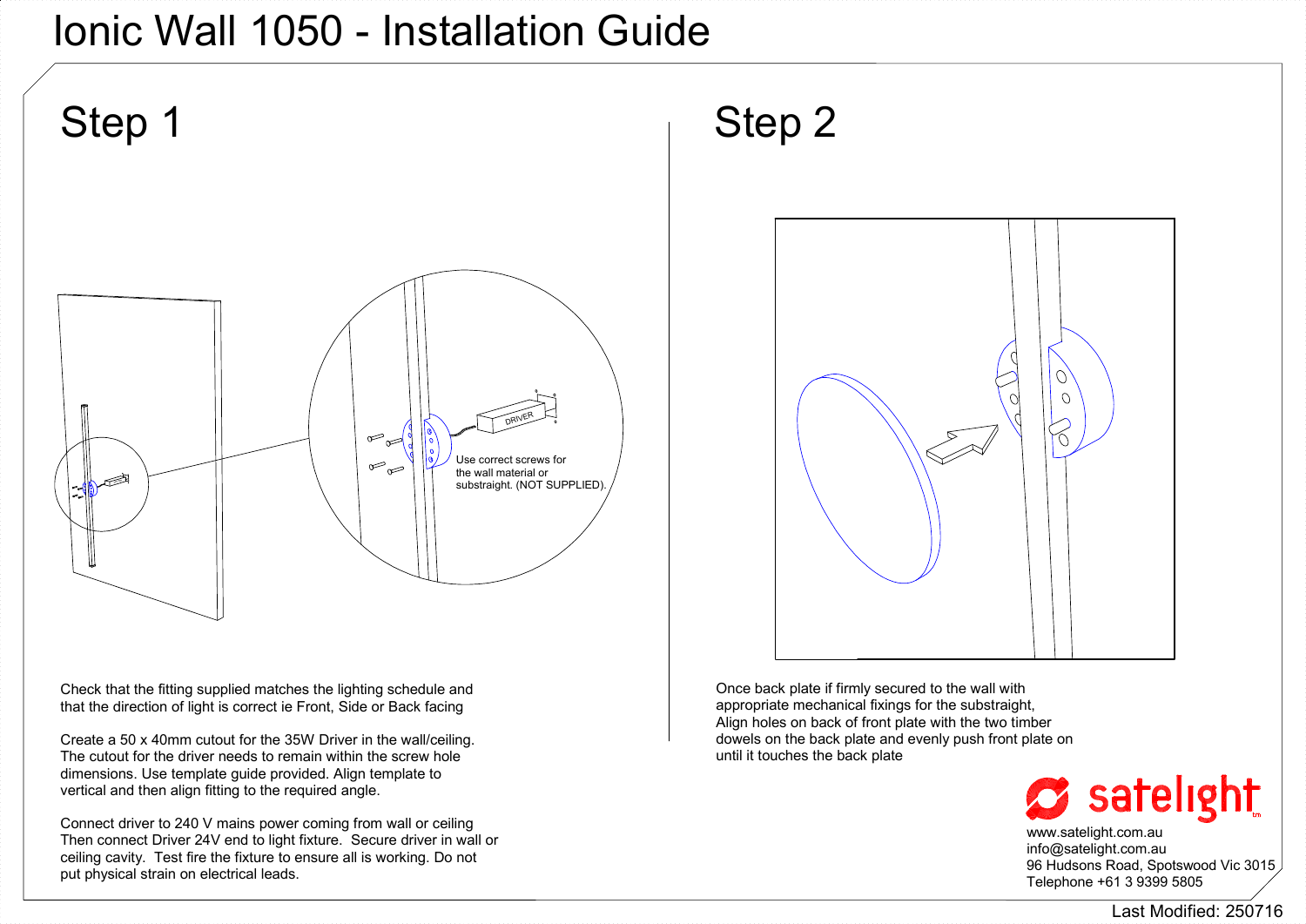# Ionic Wall 1050 - Installation Guide

## Step 1

DRIVER

Use correct screws for the wall material or substraight. (NOT SUPPLIED).

Check that the fitting supplied matches the lighting schedule and that the direction of light is correct ie Front, Side or Back facing

Create a 50 x 40mm cutout for the 35W Driver in the wall/ceiling. The cutout for the driver needs to remain within the screw hole dimensions. Use template guide provided. Align template to vertical and then align fitting to the required angle.

Connect driver to 240 V mains power coming from wall or ceiling Then connect Driver 24V end to light fixture. Secure driver in wall or ceiling cavity. Test fire the fixture to ensure all is working. Do not put physical strain on electrical leads.

## Step 2

Once back plate if firmly secured to the wall with appropriate mechanical fixings for the substraight, Align holes on back of front plate with the two timber dowels on the back plate and evenly push front plate on until it touches the back plate

satelight

www.satelight.com.au
info@satelight.com.au
96 Hudsons Road, Spotswood Vic 3015
Telephone +61 3 9399 5805

Last Modified: 250716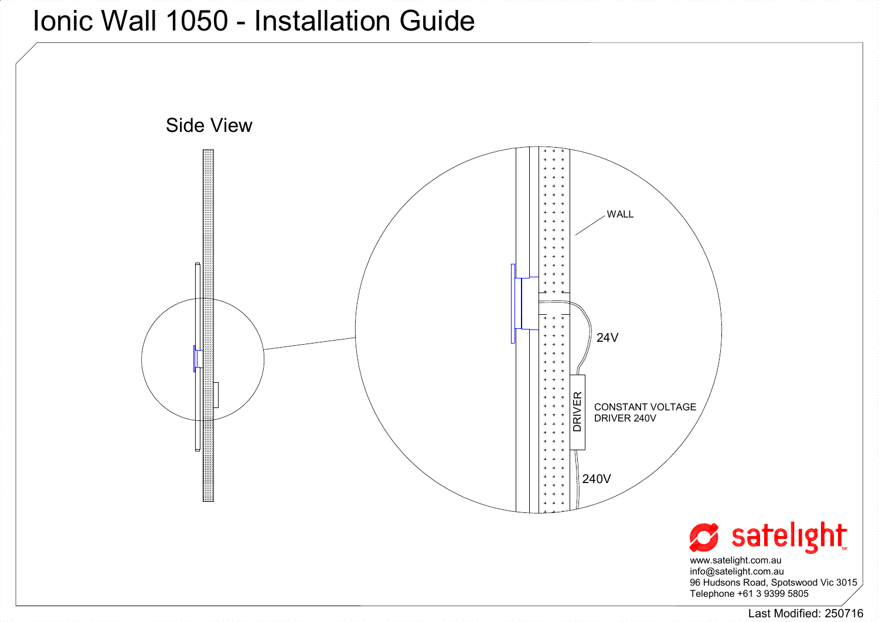# Ionic Wall 1050 - Installation Guide

Side View

WALL

24V

DRIVER

CONSTANT VOLTAGE DRIVER 240V

240V

satelight

www.satelight.com.au
info@satelight.com.au
96 Hudsons Road, Spotswood Vic 3015
Telephone +61 3 9399 5805

Last Modified: 250716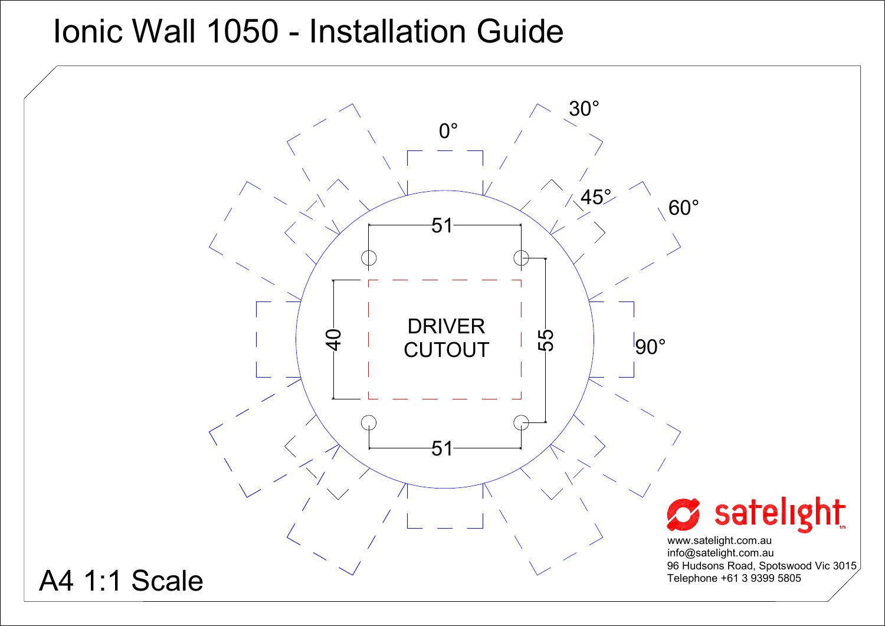# Ionic Wall 1050 - Installation Guide

0°

30°

45°

60°

90°

51

40

DRIVER CUTOUT

55

51

A4 1:1 Scale

satelight

www.satelight.com.au
info@satelight.com.au
96 Hudsons Road, Spotswood Vic 3015
Telephone +61 3 9399 5805